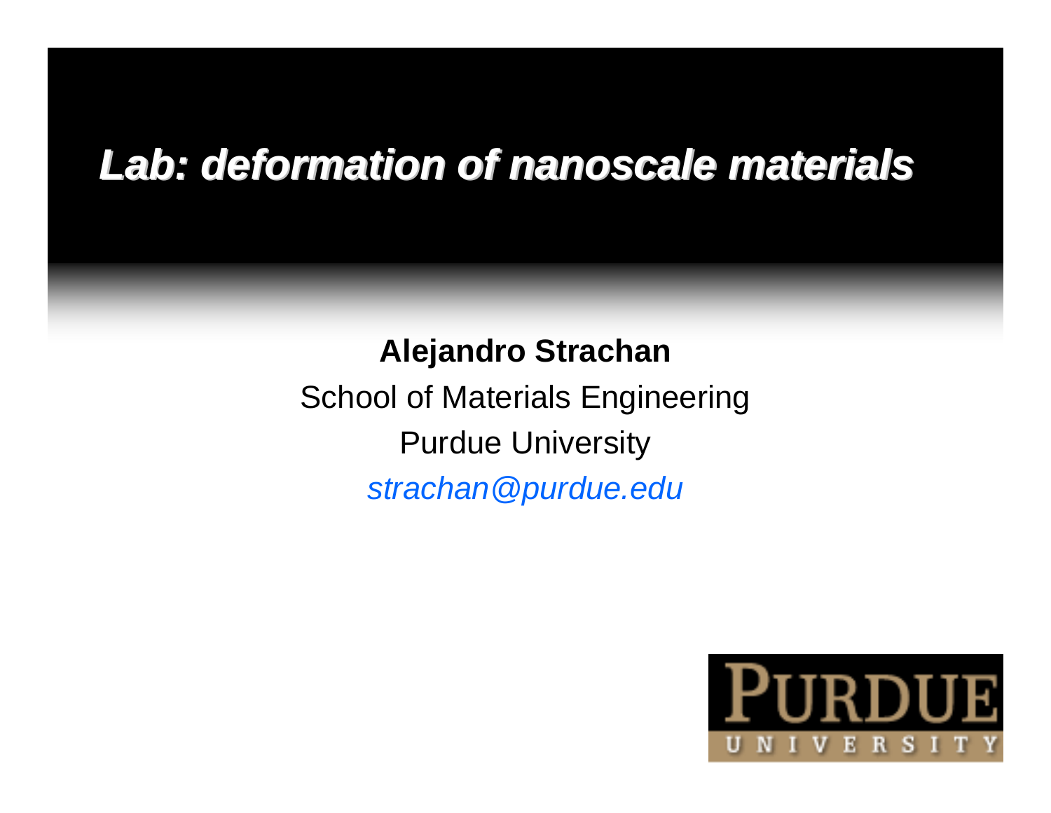# *Lab: deformation of nanoscale materials*

**Alejandro Strachan**

School of Materials Engineering

Purdue University

*strachan@purdue.edu*

PURDUE UNIVERSITY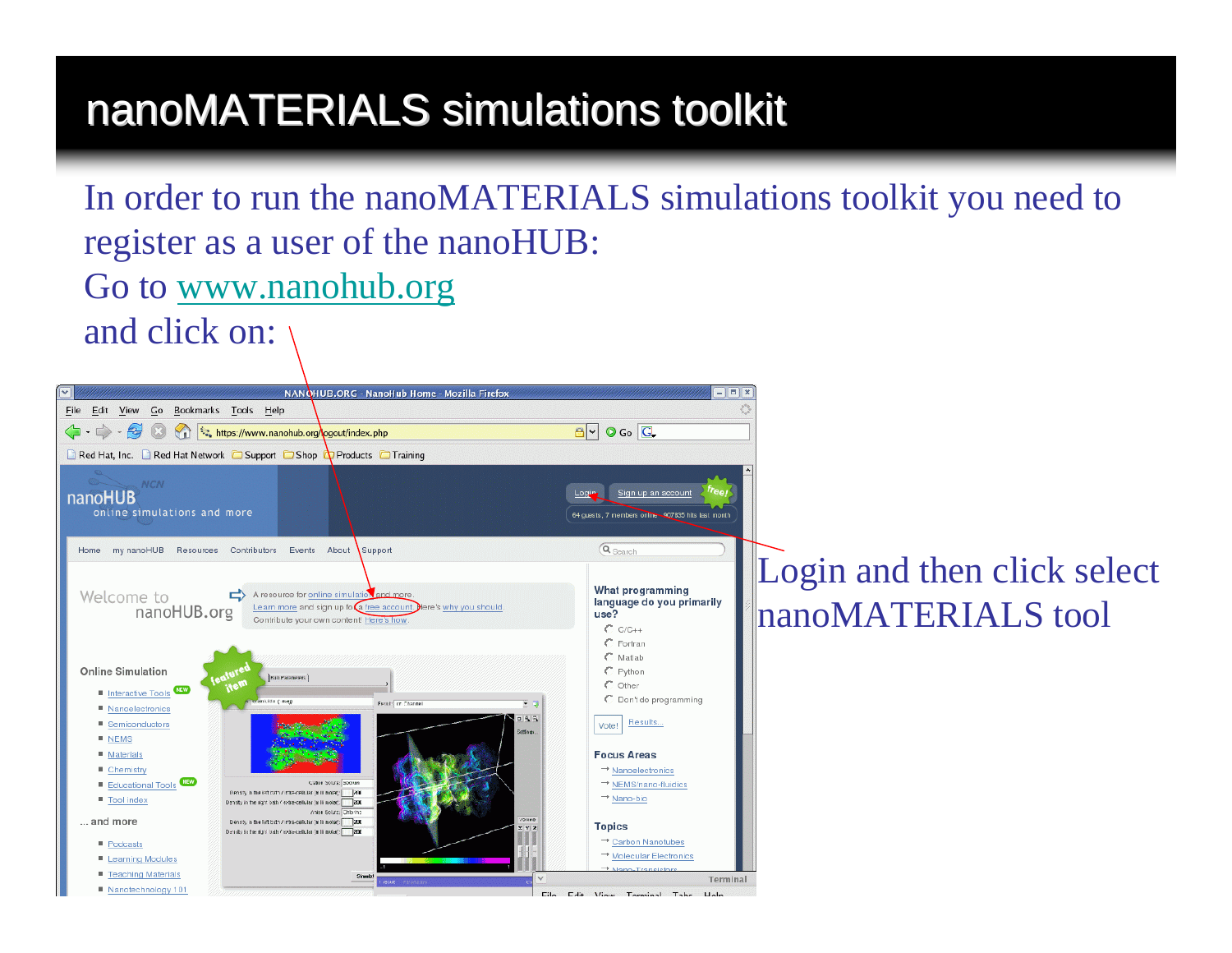# nanoMATERIALS simulations toolkit

In order to run the nanoMATERIALS simulations toolkit you need to register as a user of the nanoHUB:

Go to www.nanohub.org

and click on:

Login and then click select nanoMATERIALS tool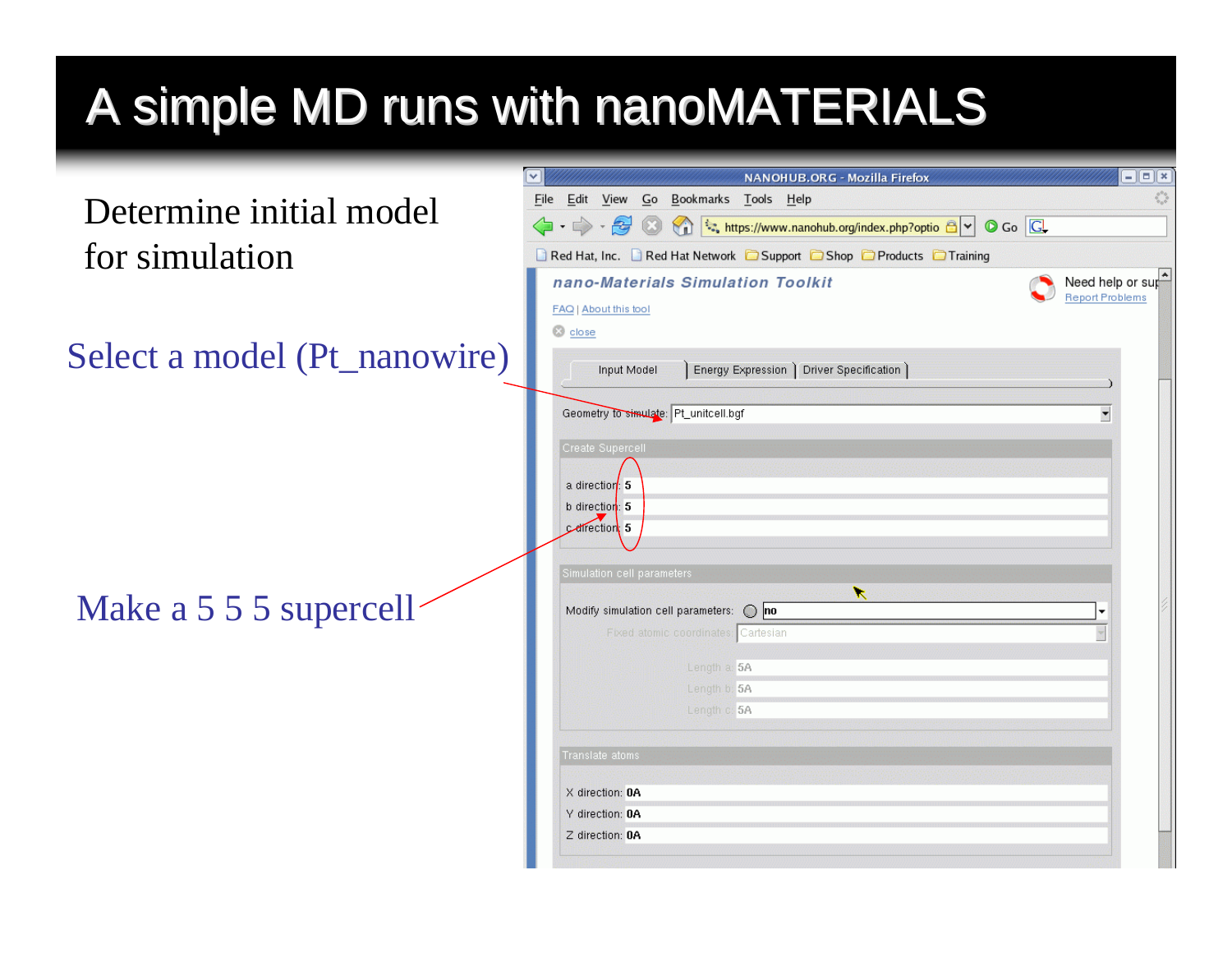# A simple MD runs with nanoMATERIALS

Determine initial model for simulation

Select a model (Pt_nanowire)

Make a 5 5 5 supercell

NANOHUB.ORG - Mozilla Firefox

File Edit View Go Bookmarks Tools Help

https://www.nanohub.org/index.php?optio

Red Hat, Inc. Red Hat Network Support Shop Products Training

**nano-Materials Simulation Toolkit**

Need help or sup

Report Problems

FAQ | About this tool

close

Input Model | Energy Expression | Driver Specification

Geometry to simulate: Pt_unitcell.bgf

Create Supercell

a direction: 5

b direction: 5

c direction: 5

Simulation cell parameters

Modify simulation cell parameters: no

Fixed atomic coordinates: Cartesian

Length a: 5A

Length b: 5A

Length c: 5A

Translate atoms

X direction: 0A

Y direction: 0A

Z direction: 0A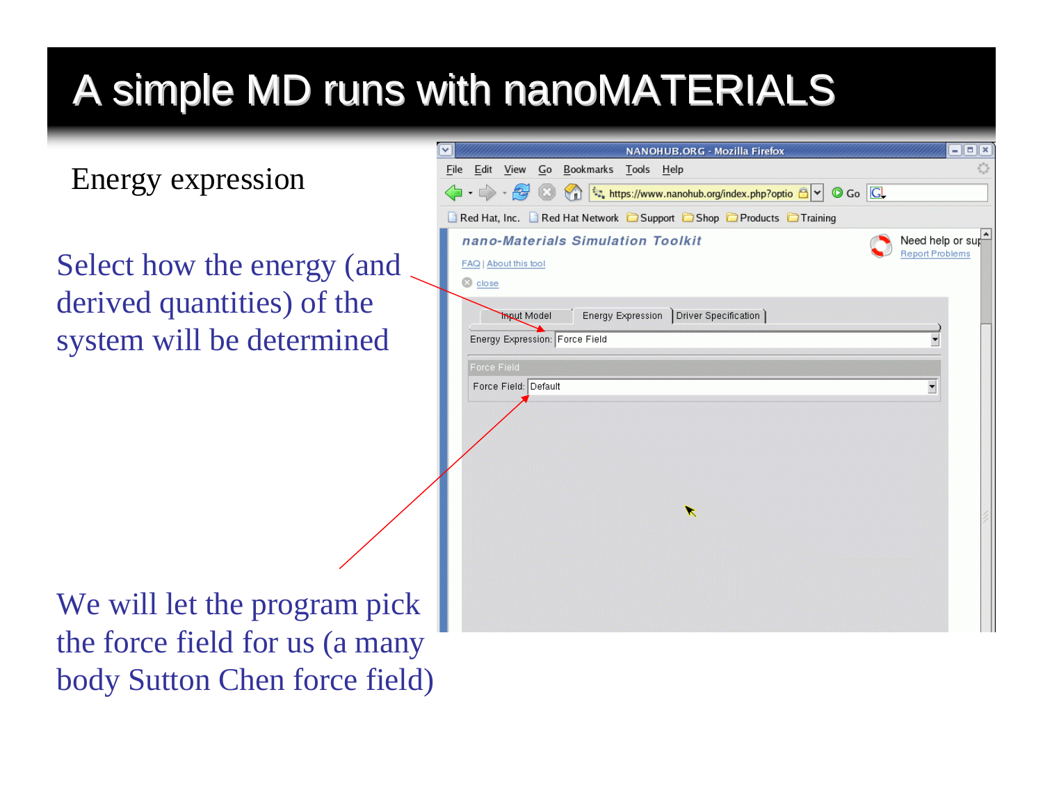# A simple MD runs with nanoMATERIALS

Energy expression

Select how the energy (and derived quantities) of the system will be determined

We will let the program pick the force field for us (a many body Sutton Chen force field)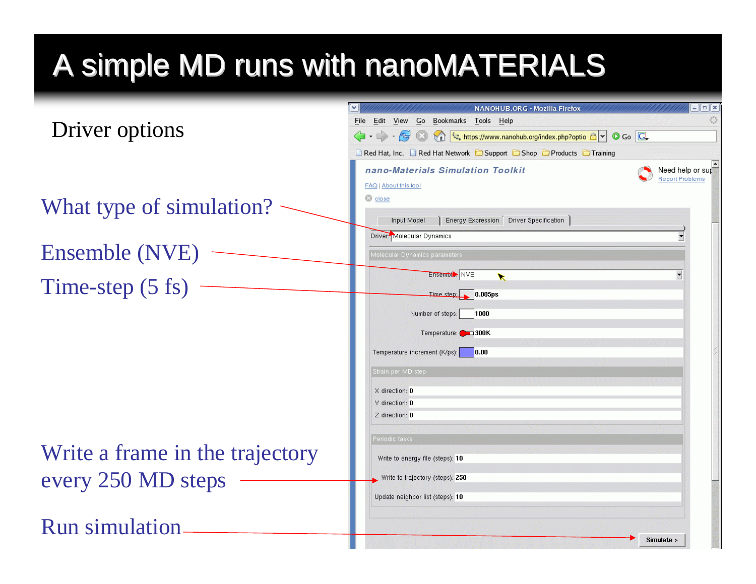# A simple MD runs with nanoMATERIALS

Driver options

What type of simulation?

Ensemble (NVE)

Time-step (5 fs)

Write a frame in the trajectory every 250 MD steps

Run simulation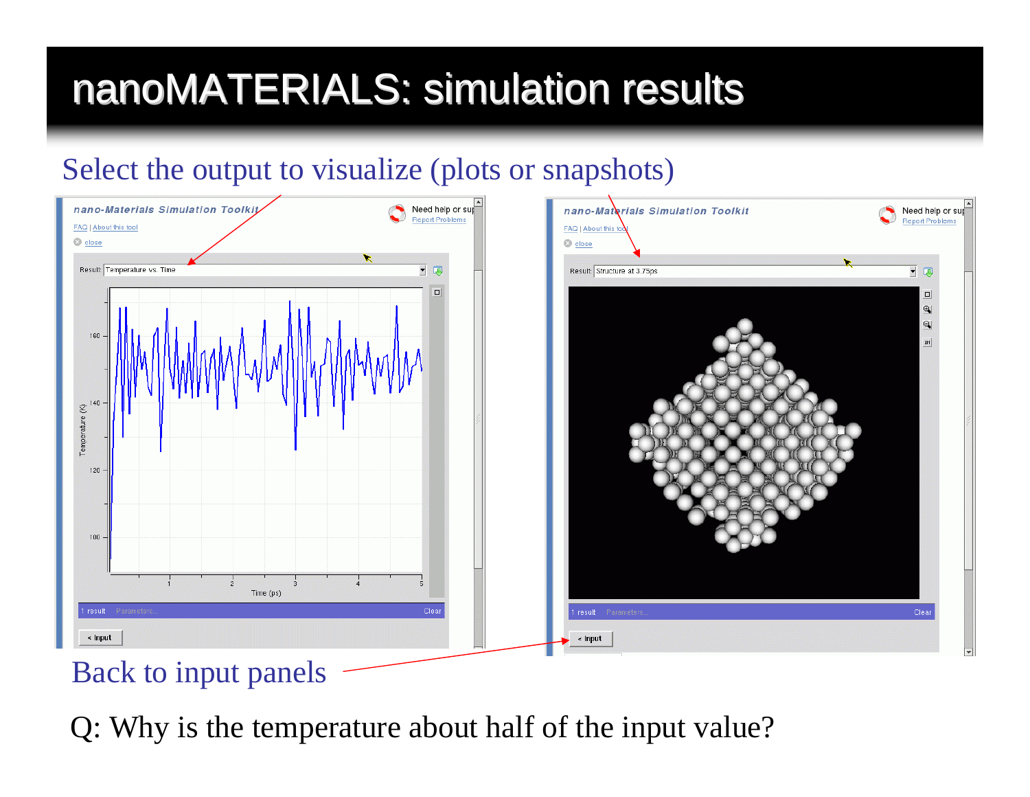# nanoMATERIALS: simulation results

Select the output to visualize (plots or snapshots)

Back to input panels

Q: Why is the temperature about half of the input value?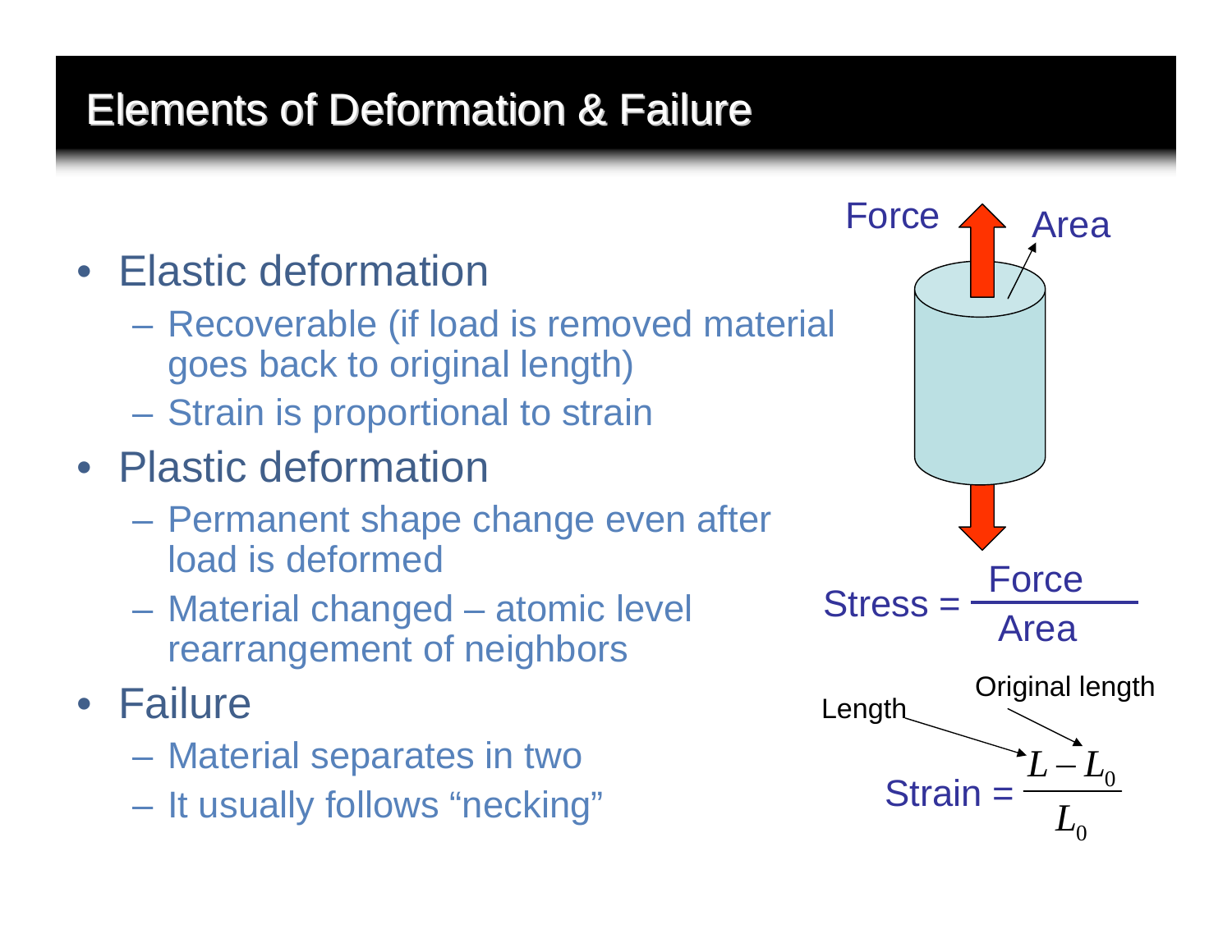# Elements of Deformation & Failure

- Elastic deformation
  - Recoverable (if load is removed material goes back to original length)
  - Strain is proportional to strain
- Plastic deformation
  - Permanent shape change even after load is deformed
  - Material changed – atomic level rearrangement of neighbors
- Failure
  - Material separates in two
  - It usually follows "necking"

Force

Area

$$\text{Stress} = \frac{\text{Force}}{\text{Area}}$$

Length

Original length

$$\text{Strain} = \frac{L - L_0}{L_0}$$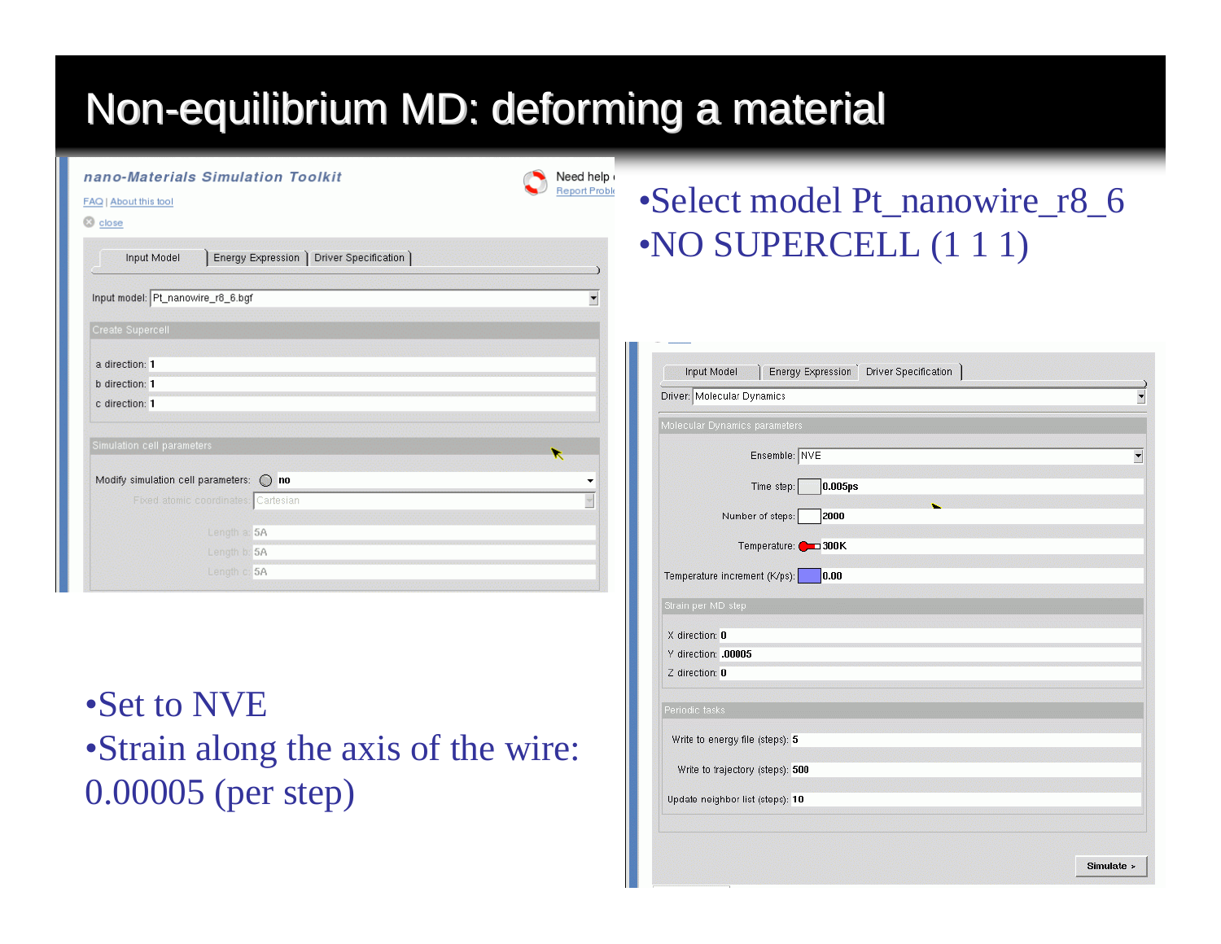# Non-equilibrium MD: deforming a material

- Select model Pt_nanowire_r8_6
- NO SUPERCELL (1 1 1)

**nano-Materials Simulation Toolkit**

FAQ | About this tool

close

Input Model | Energy Expression | Driver Specification

Input model: Pt_nanowire_r8_6.bgf

Create Supercell

a direction: 1

b direction: 1

c direction: 1

Simulation cell parameters

Modify simulation cell parameters: no

Fixed atomic coordinates: Cartesian

Length a: 5A

Length b: 5A

Length c: 5A

- Set to NVE
- Strain along the axis of the wire: 0.00005 (per step)

Input Model | Energy Expression | Driver Specification

Driver: Molecular Dynamics

Molecular Dynamics parameters

Ensemble: NVE

Time step: 0.005ps

Number of steps: 2000

Temperature: 300K

Temperature increment (K/ps): 0.00

Strain per MD step

X direction: 0

Y direction: .00005

Z direction: 0

Periodic tasks

Write to energy file (steps): 5

Write to trajectory (steps): 500

Update neighbor list (steps): 10

Simulate >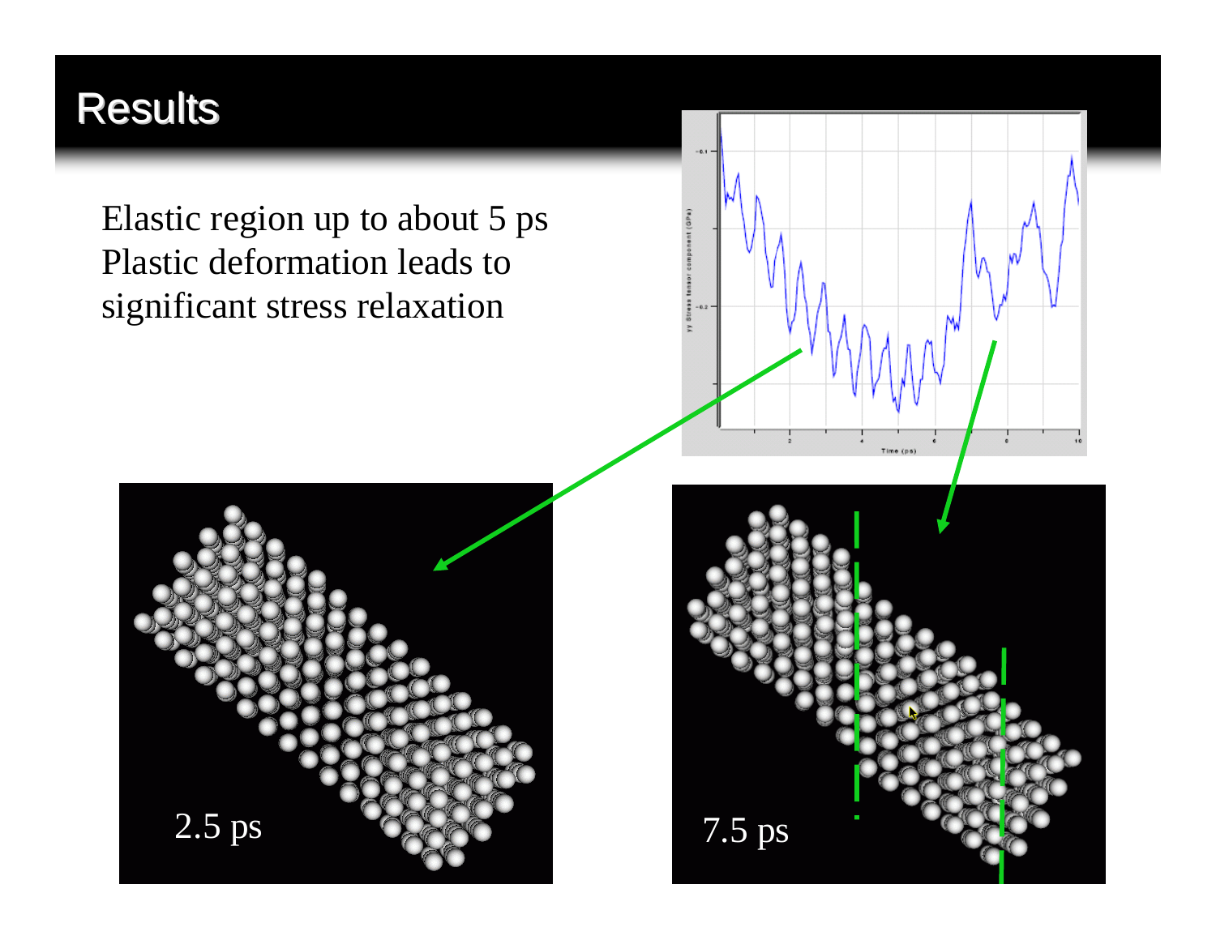# Results

Elastic region up to about 5 ps
Plastic deformation leads to significant stress relaxation

2.5 ps

7.5 ps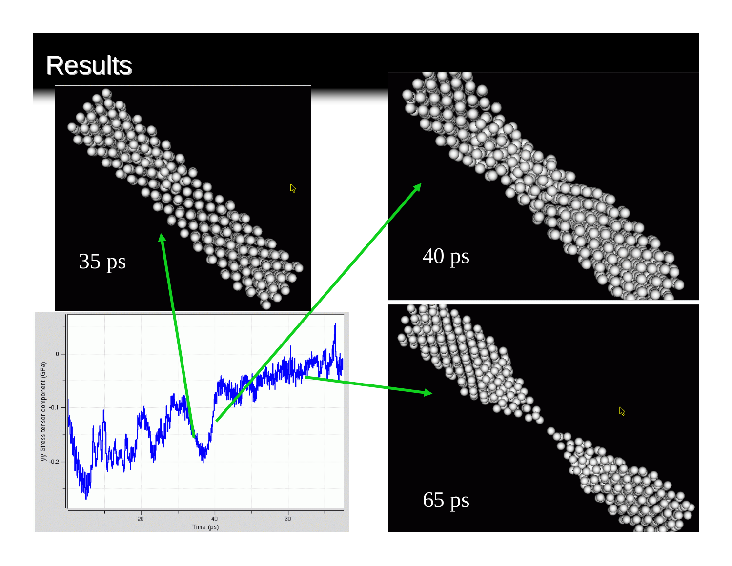# Results

35 ps

40 ps

65 ps

yy Stress tensor component (GPa)

0

-0.1

-0.2

20

40

60

Time (ps)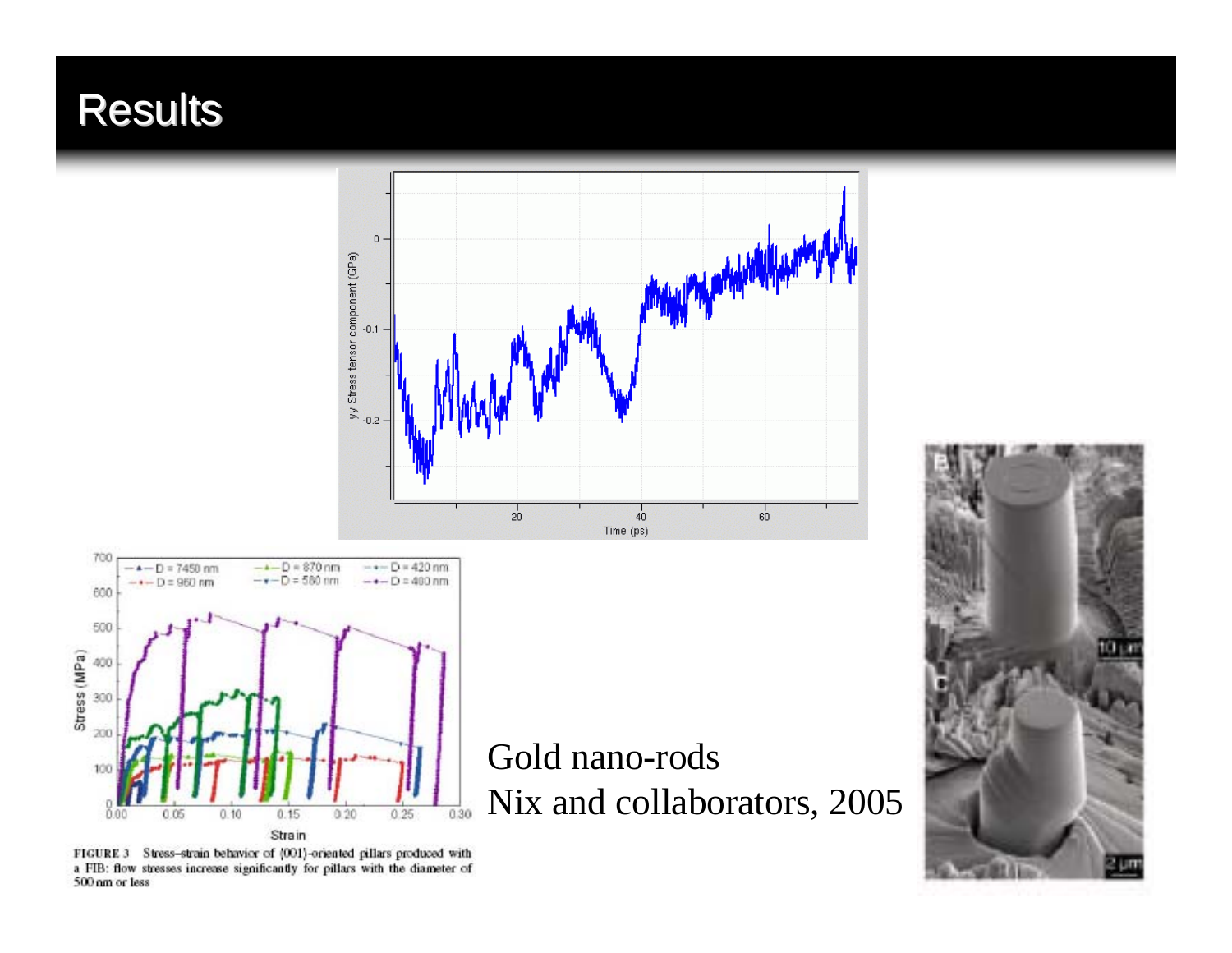# Results

FIGURE 3 Stress–strain behavior of (001)-oriented pillars produced with a FIB: flow stresses increase significantly for pillars with the diameter of 500 nm or less

Gold nano-rods

Nix and collaborators, 2005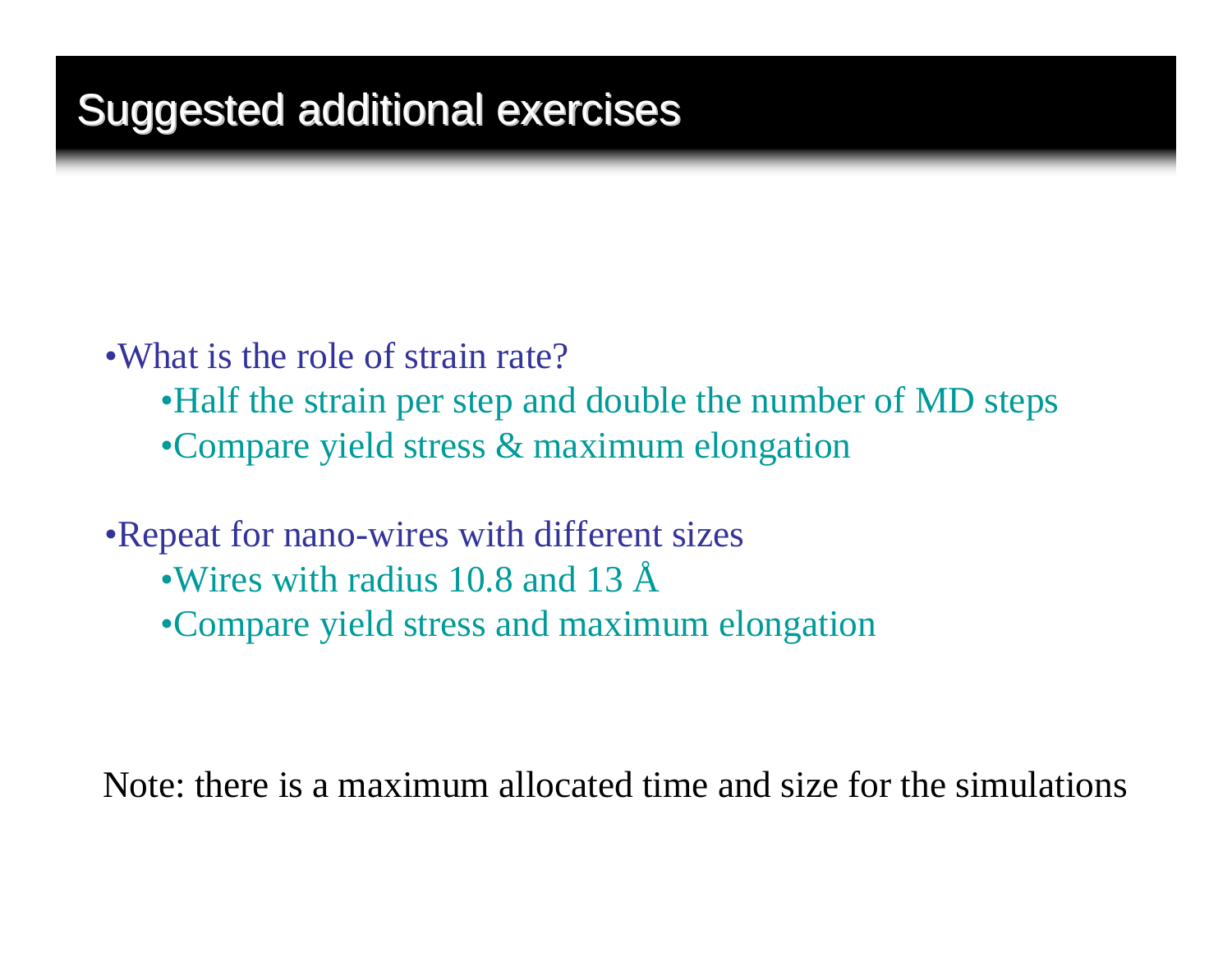# Suggested additional exercises

- What is the role of strain rate?
  - Half the strain per step and double the number of MD steps
  - Compare yield stress & maximum elongation

- Repeat for nano-wires with different sizes
  - Wires with radius 10.8 and 13 Å
  - Compare yield stress and maximum elongation

Note: there is a maximum allocated time and size for the simulations